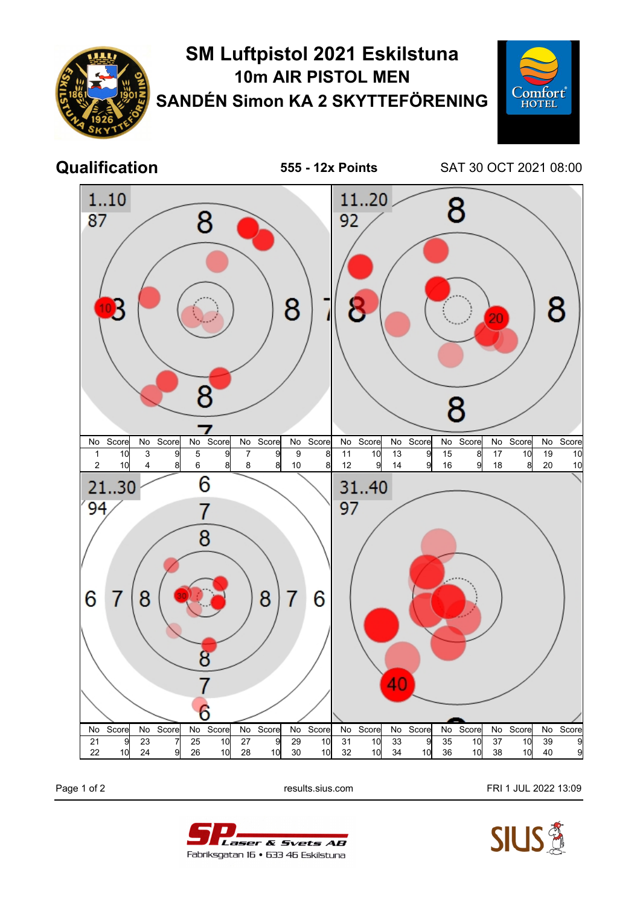# SM Luftpistol 2021 Eskilstuna

## 10m AIR PISTOL MEN

## SANDÉN Simon KA 2 SKYTTEFÖRENING

**Qualification** — **555 - 12x Points** — SAT 30 OCT 2021 08:00

### 1..10 — 87

| No | Score | No | Score | No | Score | No | Score | No | Score |
|---|---|---|---|---|---|---|---|---|---|
| 1 | 10 | 3 | 9 | 5 | 9 | 7 | 9 | 9 | 8 |
| 2 | 10 | 4 | 8 | 6 | 8 | 8 | 8 | 10 | 8 |

### 11..20 — 92

| No | Score | No | Score | No | Score | No | Score | No | Score |
|---|---|---|---|---|---|---|---|---|---|
| 11 | 10 | 13 | 9 | 15 | 8 | 17 | 10 | 19 | 10 |
| 12 | 9 | 14 | 9 | 16 | 9 | 18 | 8 | 20 | 10 |

### 21..30 — 94

| No | Score | No | Score | No | Score | No | Score | No | Score |
|---|---|---|---|---|---|---|---|---|---|
| 21 | 9 | 23 | 7 | 25 | 10 | 27 | 9 | 29 | 10 |
| 22 | 10 | 24 | 9 | 26 | 10 | 28 | 10 | 30 | 10 |

### 31..40 — 97

| No | Score | No | Score | No | Score | No | Score | No | Score |
|---|---|---|---|---|---|---|---|---|---|
| 31 | 10 | 33 | 9 | 35 | 10 | 37 | 10 | 39 | 9 |
| 32 | 10 | 34 | 10 | 36 | 10 | 38 | 10 | 40 | 9 |

results.sius.com — FRI 1 JUL 2022 13:09

SP Laser & Svets AB
Fabriksgatan 16 • 633 46 Eskilstuna

SIUS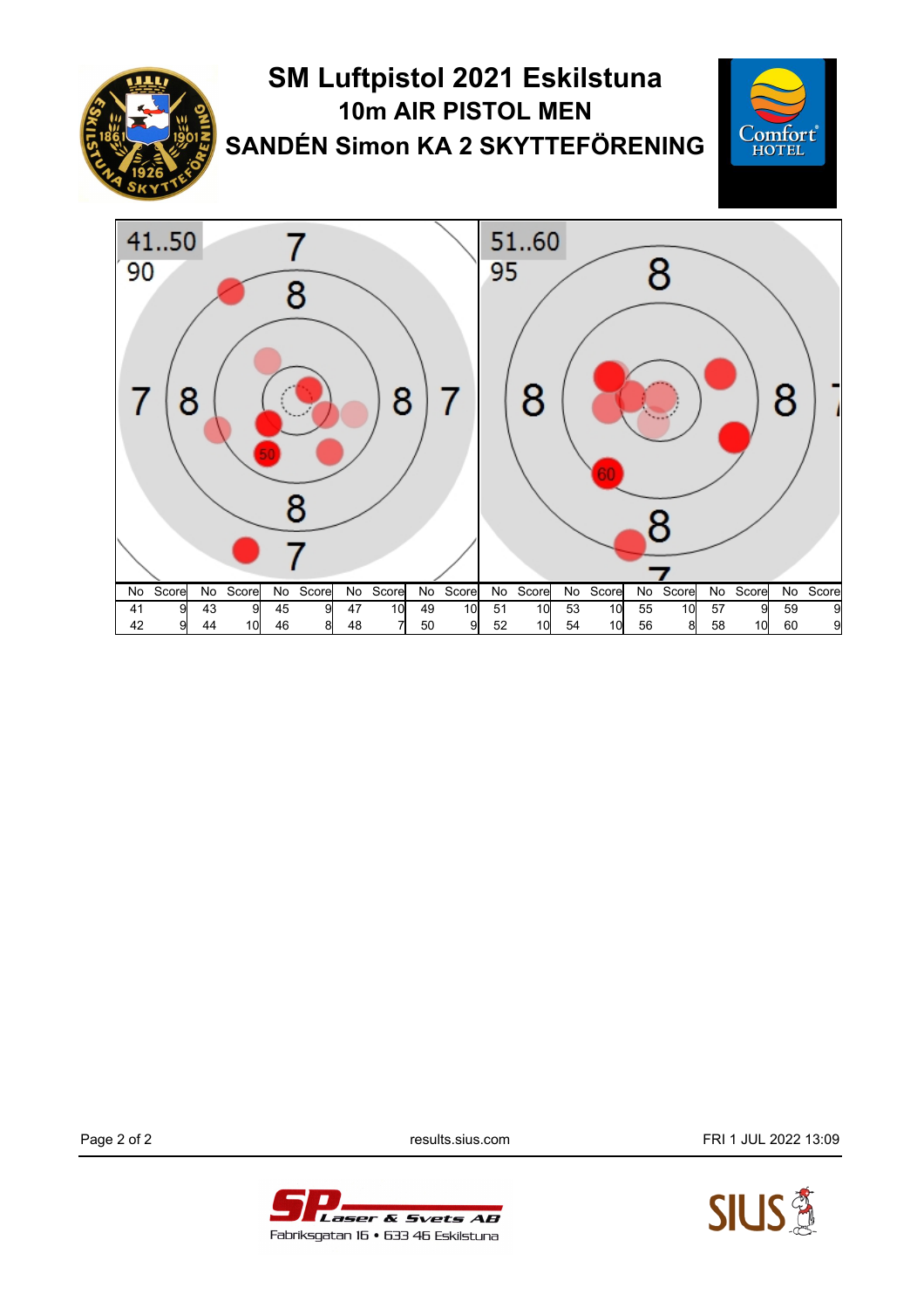# SM Luftpistol 2021 Eskilstuna

## 10m AIR PISTOL MEN

## SANDÉN Simon KA 2 SKYTTEFÖRENING

41..50
90

51..60
95

| No | Score | No | Score | No | Score | No | Score | No | Score | No | Score | No | Score | No | Score | No | Score | No | Score |
|---|---|---|---|---|---|---|---|---|---|---|---|---|---|---|---|---|---|---|---|
| 41 | 9 | 43 | 9 | 45 | 9 | 47 | 10 | 49 | 10 | 51 | 10 | 53 | 10 | 55 | 10 | 57 | 9 | 59 | 9 |
| 42 | 9 | 44 | 10 | 46 | 8 | 48 | 7 | 50 | 9 | 52 | 10 | 54 | 10 | 56 | 8 | 58 | 10 | 60 | 9 |

results.sius.com

FRI 1 JUL 2022 13:09